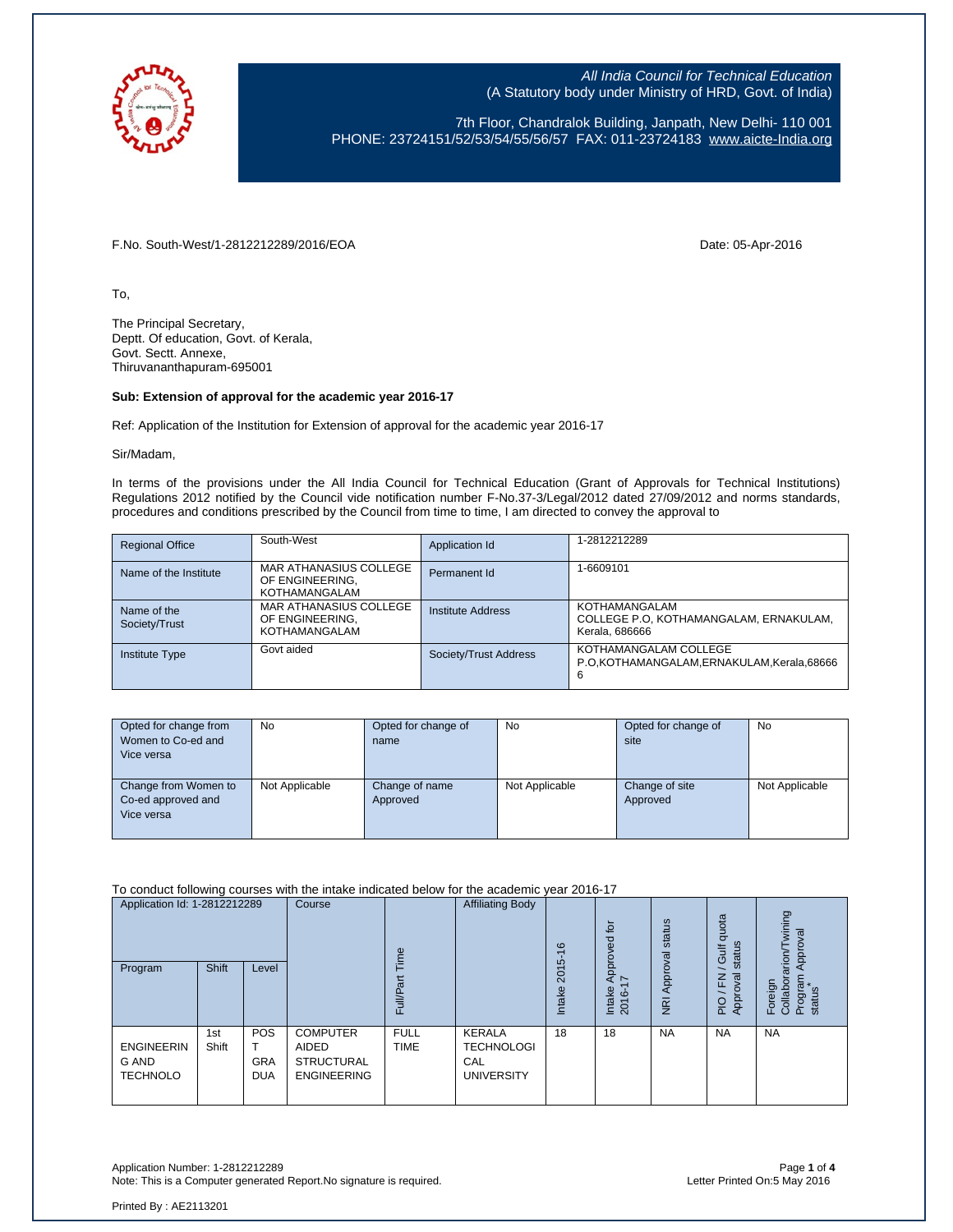*All India Council for Technical Education*
(A Statutory body under Ministry of HRD, Govt. of India)

7th Floor, Chandralok Building, Janpath, New Delhi- 110 001
PHONE: 23724151/52/53/54/55/56/57 FAX: 011-23724183 www.aicte-India.org

F.No. South-West/1-2812212289/2016/EOA Date: 05-Apr-2016

To,

The Principal Secretary,
Deptt. Of education, Govt. of Kerala,
Govt. Sectt. Annexe,
Thiruvananthapuram-695001

**Sub: Extension of approval for the academic year 2016-17**

Ref: Application of the Institution for Extension of approval for the academic year 2016-17

Sir/Madam,

In terms of the provisions under the All India Council for Technical Education (Grant of Approvals for Technical Institutions) Regulations 2012 notified by the Council vide notification number F-No.37-3/Legal/2012 dated 27/09/2012 and norms standards, procedures and conditions prescribed by the Council from time to time, I am directed to convey the approval to

| Regional Office | South-West | Application Id | 1-2812212289 |
|---|---|---|---|
| Name of the Institute | MAR ATHANASIUS COLLEGE OF ENGINEERING, KOTHAMANGALAM | Permanent Id | 1-6609101 |
| Name of the Society/Trust | MAR ATHANASIUS COLLEGE OF ENGINEERING, KOTHAMANGALAM | Institute Address | KOTHAMANGALAM COLLEGE P.O, KOTHAMANGALAM, ERNAKULAM, Kerala, 686666 |
| Institute Type | Govt aided | Society/Trust Address | KOTHAMANGALAM COLLEGE P.O,KOTHAMANGALAM,ERNAKULAM,Kerala,686666 |

| Opted for change from Women to Co-ed and Vice versa | No | Opted for change of name | No | Opted for change of site | No |
|---|---|---|---|---|---|
| Change from Women to Co-ed approved and Vice versa | Not Applicable | Change of name Approved | Not Applicable | Change of site Approved | Not Applicable |

To conduct following courses with the intake indicated below for the academic year 2016-17

| Application Id: 1-2812212289 | | | Course | Full/Part Time | Affiliating Body | Intake 2015-16 | Intake Approved for 2016-17 | NRI Approval status | PIO / FN / Gulf quota Approval status | Foreign Collaborarion/Twining Program Approval status* |
|---|---|---|---|---|---|---|---|---|---|---|
| Program | Shift | Level | | | | | | | | |
| ENGINEERING AND TECHNOLO | 1st Shift | POST GRADUA | COMPUTER AIDED STRUCTURAL ENGINEERING | FULL TIME | KERALA TECHNOLOGICAL UNIVERSITY | 18 | 18 | NA | NA | NA |

Application Number: 1-2812212289
Note: This is a Computer generated Report.No signature is required.
Letter Printed On:5 May 2016

Printed By : AE2113201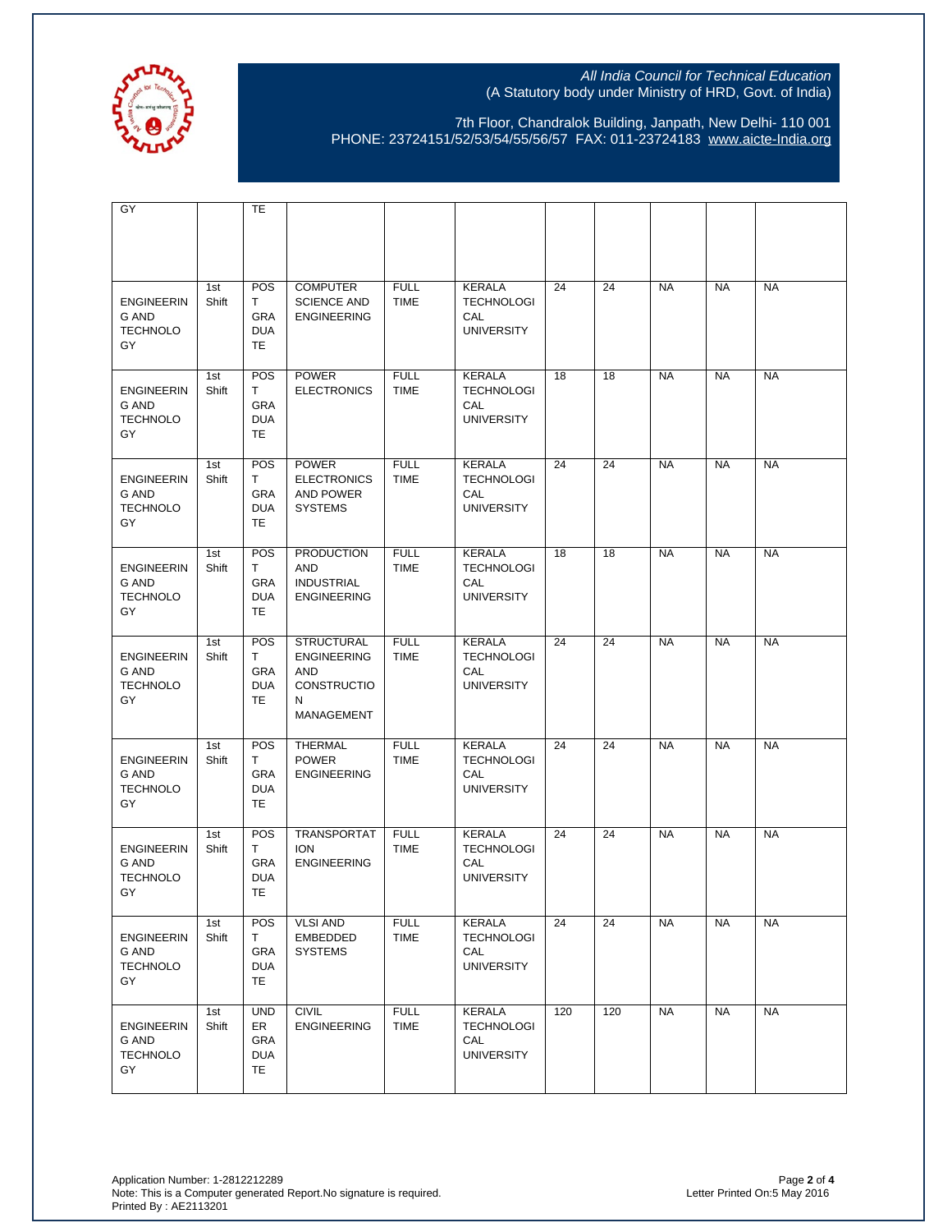All India Council for Technical Education
(A Statutory body under Ministry of HRD, Govt. of India)

7th Floor, Chandralok Building, Janpath, New Delhi- 110 001
PHONE: 23724151/52/53/54/55/56/57 FAX: 011-23724183 www.aicte-India.org

| | | | | | | | | | | |
|---|---|---|---|---|---|---|---|---|---|---|
| GY | | TE | | | | | | | | |
| ENGINEERING AND TECHNOLOGY | 1st Shift | POST GRADUATE | COMPUTER SCIENCE AND ENGINEERING | FULL TIME | KERALA TECHNOLOGICAL UNIVERSITY | 24 | 24 | NA | NA | NA |
| ENGINEERING AND TECHNOLOGY | 1st Shift | POST GRADUATE | POWER ELECTRONICS | FULL TIME | KERALA TECHNOLOGICAL UNIVERSITY | 18 | 18 | NA | NA | NA |
| ENGINEERING AND TECHNOLOGY | 1st Shift | POST GRADUATE | POWER ELECTRONICS AND POWER SYSTEMS | FULL TIME | KERALA TECHNOLOGICAL UNIVERSITY | 24 | 24 | NA | NA | NA |
| ENGINEERING AND TECHNOLOGY | 1st Shift | POST GRADUATE | PRODUCTION AND INDUSTRIAL ENGINEERING | FULL TIME | KERALA TECHNOLOGICAL UNIVERSITY | 18 | 18 | NA | NA | NA |
| ENGINEERING AND TECHNOLOGY | 1st Shift | POST GRADUATE | STRUCTURAL ENGINEERING AND CONSTRUCTION MANAGEMENT | FULL TIME | KERALA TECHNOLOGICAL UNIVERSITY | 24 | 24 | NA | NA | NA |
| ENGINEERING AND TECHNOLOGY | 1st Shift | POST GRADUATE | THERMAL POWER ENGINEERING | FULL TIME | KERALA TECHNOLOGICAL UNIVERSITY | 24 | 24 | NA | NA | NA |
| ENGINEERING AND TECHNOLOGY | 1st Shift | POST GRADUATE | TRANSPORTATION ENGINEERING | FULL TIME | KERALA TECHNOLOGICAL UNIVERSITY | 24 | 24 | NA | NA | NA |
| ENGINEERING AND TECHNOLOGY | 1st Shift | POST GRADUATE | VLSI AND EMBEDDED SYSTEMS | FULL TIME | KERALA TECHNOLOGICAL UNIVERSITY | 24 | 24 | NA | NA | NA |
| ENGINEERING AND TECHNOLOGY | 1st Shift | UNDER GRADUATE | CIVIL ENGINEERING | FULL TIME | KERALA TECHNOLOGICAL UNIVERSITY | 120 | 120 | NA | NA | NA |

Application Number: 1-2812212289
Note: This is a Computer generated Report.No signature is required.
Printed By : AE2113201

Letter Printed On:5 May 2016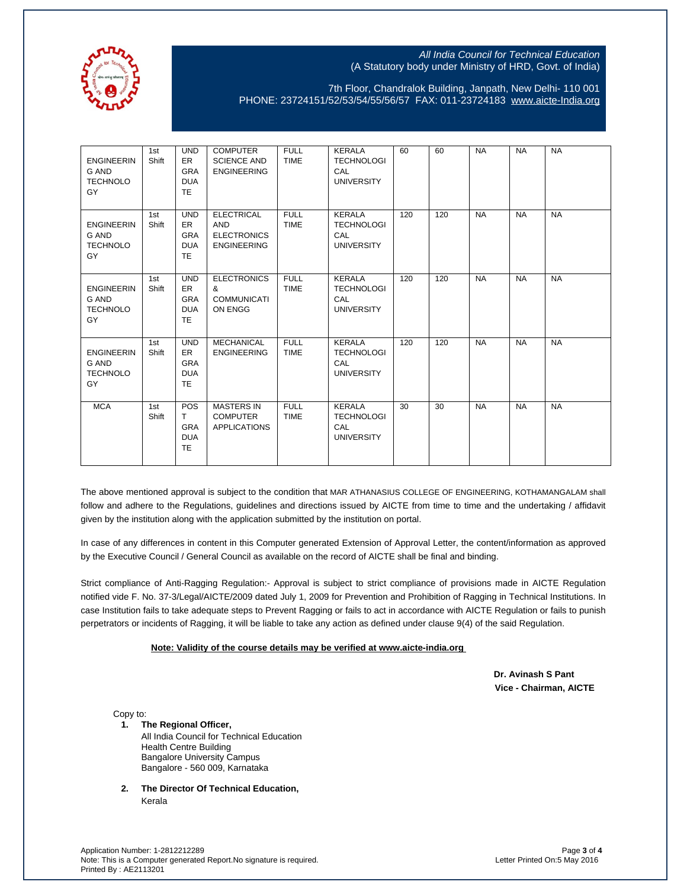*All India Council for Technical Education*
(A Statutory body under Ministry of HRD, Govt. of India)

7th Floor, Chandralok Building, Janpath, New Delhi- 110 001
PHONE: 23724151/52/53/54/55/56/57 FAX: 011-23724183 www.aicte-India.org

| | | | | | | | | | | |
|---|---|---|---|---|---|---|---|---|---|---|
| ENGINEERING AND TECHNOLOGY | 1st Shift | UNDER GRADUATE | COMPUTER SCIENCE AND ENGINEERING | FULL TIME | KERALA TECHNOLOGICAL UNIVERSITY | 60 | 60 | NA | NA | NA |
| ENGINEERING AND TECHNOLOGY | 1st Shift | UNDER GRADUATE | ELECTRICAL AND ELECTRONICS ENGINEERING | FULL TIME | KERALA TECHNOLOGICAL UNIVERSITY | 120 | 120 | NA | NA | NA |
| ENGINEERING AND TECHNOLOGY | 1st Shift | UNDER GRADUATE | ELECTRONICS & COMMUNICATION ENGG | FULL TIME | KERALA TECHNOLOGICAL UNIVERSITY | 120 | 120 | NA | NA | NA |
| ENGINEERING AND TECHNOLOGY | 1st Shift | UNDER GRADUATE | MECHANICAL ENGINEERING | FULL TIME | KERALA TECHNOLOGICAL UNIVERSITY | 120 | 120 | NA | NA | NA |
| MCA | 1st Shift | POST GRADUATE | MASTERS IN COMPUTER APPLICATIONS | FULL TIME | KERALA TECHNOLOGICAL UNIVERSITY | 30 | 30 | NA | NA | NA |

The above mentioned approval is subject to the condition that MAR ATHANASIUS COLLEGE OF ENGINEERING, KOTHAMANGALAM shall follow and adhere to the Regulations, guidelines and directions issued by AICTE from time to time and the undertaking / affidavit given by the institution along with the application submitted by the institution on portal.

In case of any differences in content in this Computer generated Extension of Approval Letter, the content/information as approved by the Executive Council / General Council as available on the record of AICTE shall be final and binding.

Strict compliance of Anti-Ragging Regulation:- Approval is subject to strict compliance of provisions made in AICTE Regulation notified vide F. No. 37-3/Legal/AICTE/2009 dated July 1, 2009 for Prevention and Prohibition of Ragging in Technical Institutions. In case Institution fails to take adequate steps to Prevent Ragging or fails to act in accordance with AICTE Regulation or fails to punish perpetrators or incidents of Ragging, it will be liable to take any action as defined under clause 9(4) of the said Regulation.

**Note: Validity of the course details may be verified at www.aicte-india.org**

**Dr. Avinash S Pant**
**Vice - Chairman, AICTE**

Copy to:

1. **The Regional Officer,**
   All India Council for Technical Education
   Health Centre Building
   Bangalore University Campus
   Bangalore - 560 009, Karnataka

2. **The Director Of Technical Education,**
   Kerala

Application Number: 1-2812212289
Note: This is a Computer generated Report.No signature is required.
Printed By : AE2113201

Letter Printed On:5 May 2016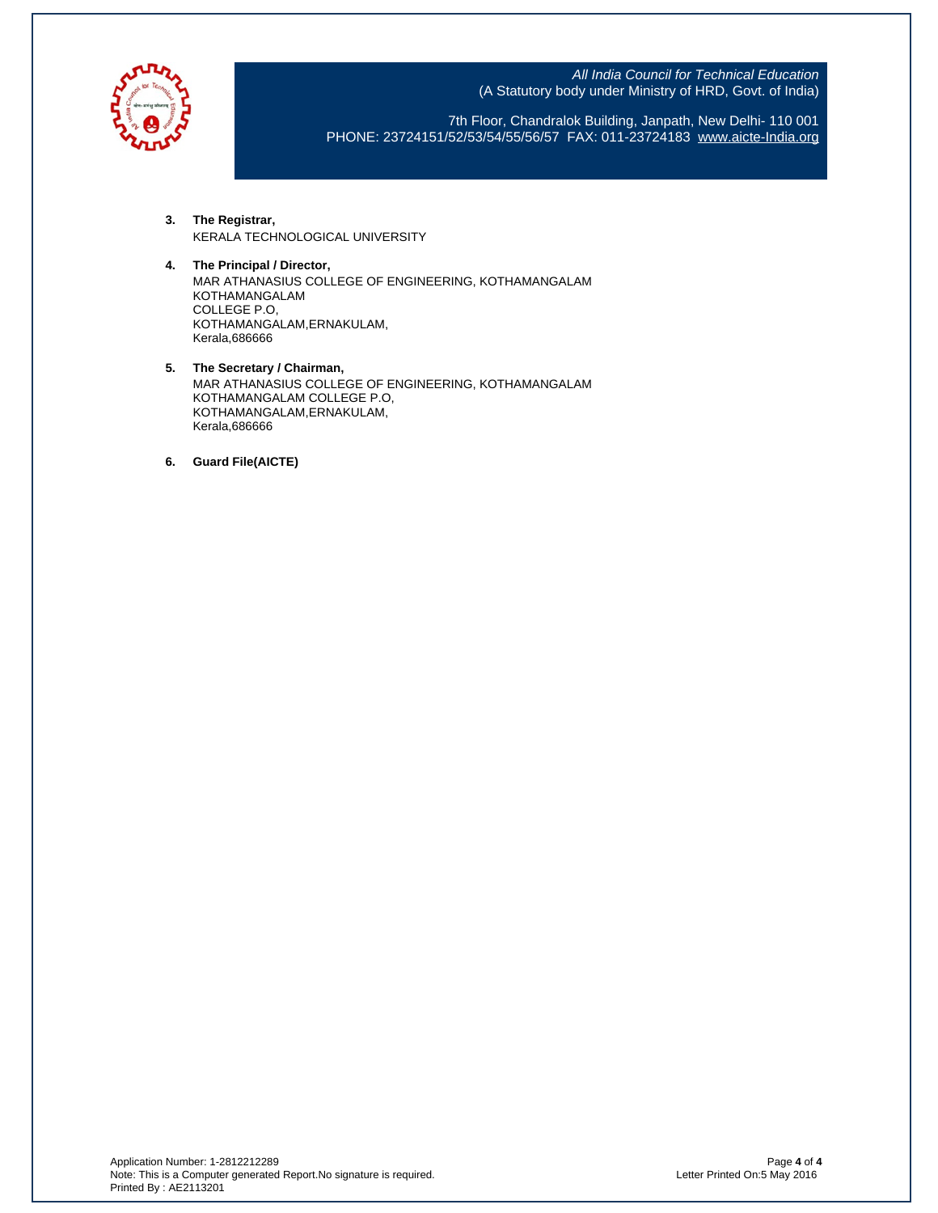3. **The Registrar,**
   KERALA TECHNOLOGICAL UNIVERSITY

4. **The Principal / Director,**
   MAR ATHANASIUS COLLEGE OF ENGINEERING, KOTHAMANGALAM
   KOTHAMANGALAM
   COLLEGE P.O,
   KOTHAMANGALAM,ERNAKULAM,
   Kerala,686666

5. **The Secretary / Chairman,**
   MAR ATHANASIUS COLLEGE OF ENGINEERING, KOTHAMANGALAM
   KOTHAMANGALAM COLLEGE P.O,
   KOTHAMANGALAM,ERNAKULAM,
   Kerala,686666

6. **Guard File(AICTE)**

Application Number: 1-2812212289
Note: This is a Computer generated Report.No signature is required.
Printed By : AE2113201

Letter Printed On:5 May 2016